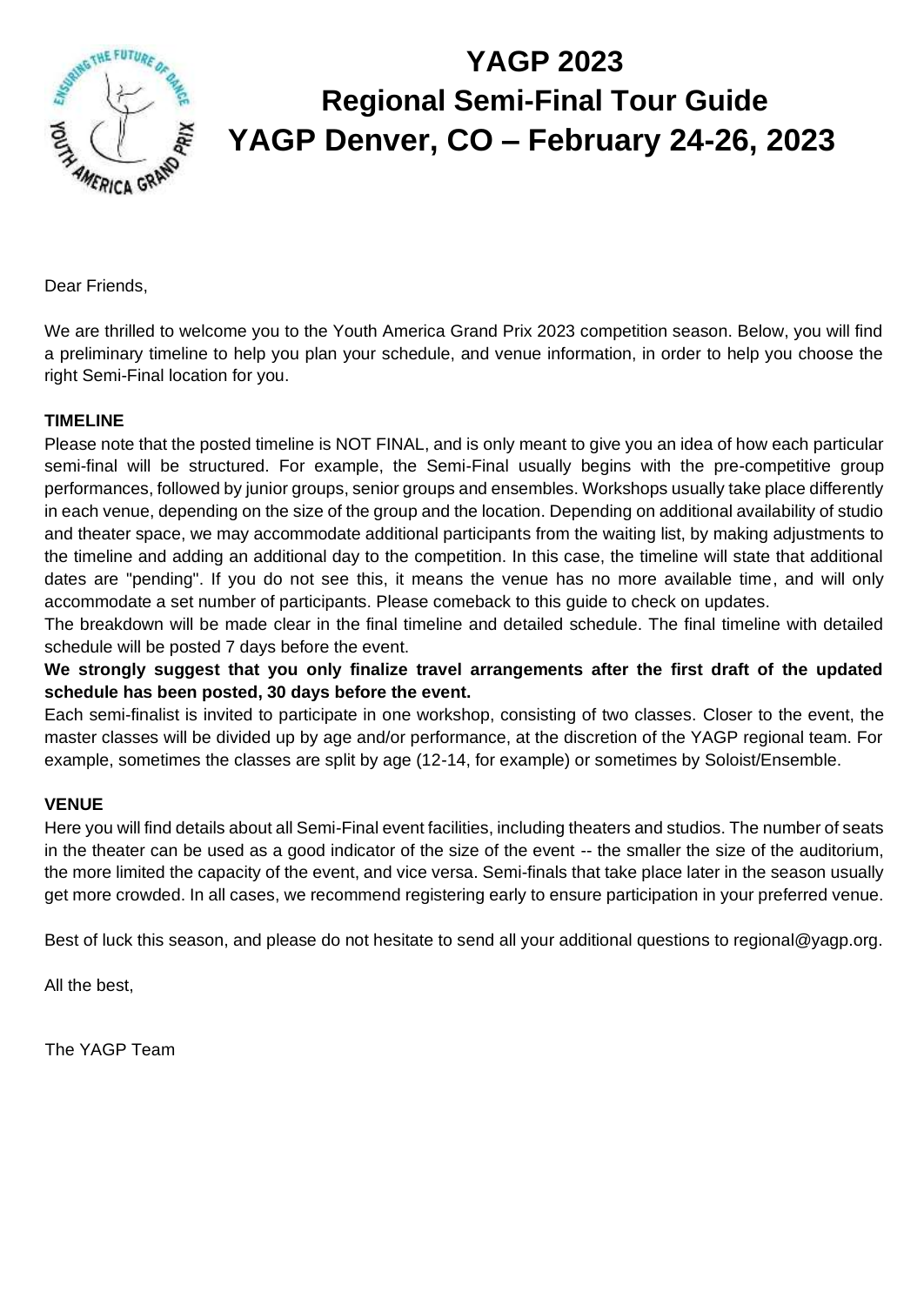# YAGP 2023
# Regional Semi-Final Tour Guide
# YAGP Denver, CO – February 24-26, 2023

Dear Friends,

We are thrilled to welcome you to the Youth America Grand Prix 2023 competition season. Below, you will find a preliminary timeline to help you plan your schedule, and venue information, in order to help you choose the right Semi-Final location for you.

**TIMELINE**

Please note that the posted timeline is NOT FINAL, and is only meant to give you an idea of how each particular semi-final will be structured. For example, the Semi-Final usually begins with the pre-competitive group performances, followed by junior groups, senior groups and ensembles. Workshops usually take place differently in each venue, depending on the size of the group and the location. Depending on additional availability of studio and theater space, we may accommodate additional participants from the waiting list, by making adjustments to the timeline and adding an additional day to the competition. In this case, the timeline will state that additional dates are "pending". If you do not see this, it means the venue has no more available time, and will only accommodate a set number of participants. Please comeback to this guide to check on updates.

The breakdown will be made clear in the final timeline and detailed schedule. The final timeline with detailed schedule will be posted 7 days before the event.

**We strongly suggest that you only finalize travel arrangements after the first draft of the updated schedule has been posted, 30 days before the event.**

Each semi-finalist is invited to participate in one workshop, consisting of two classes. Closer to the event, the master classes will be divided up by age and/or performance, at the discretion of the YAGP regional team. For example, sometimes the classes are split by age (12-14, for example) or sometimes by Soloist/Ensemble.

**VENUE**

Here you will find details about all Semi-Final event facilities, including theaters and studios. The number of seats in the theater can be used as a good indicator of the size of the event -- the smaller the size of the auditorium, the more limited the capacity of the event, and vice versa. Semi-finals that take place later in the season usually get more crowded. In all cases, we recommend registering early to ensure participation in your preferred venue.

Best of luck this season, and please do not hesitate to send all your additional questions to regional@yagp.org.

All the best,

The YAGP Team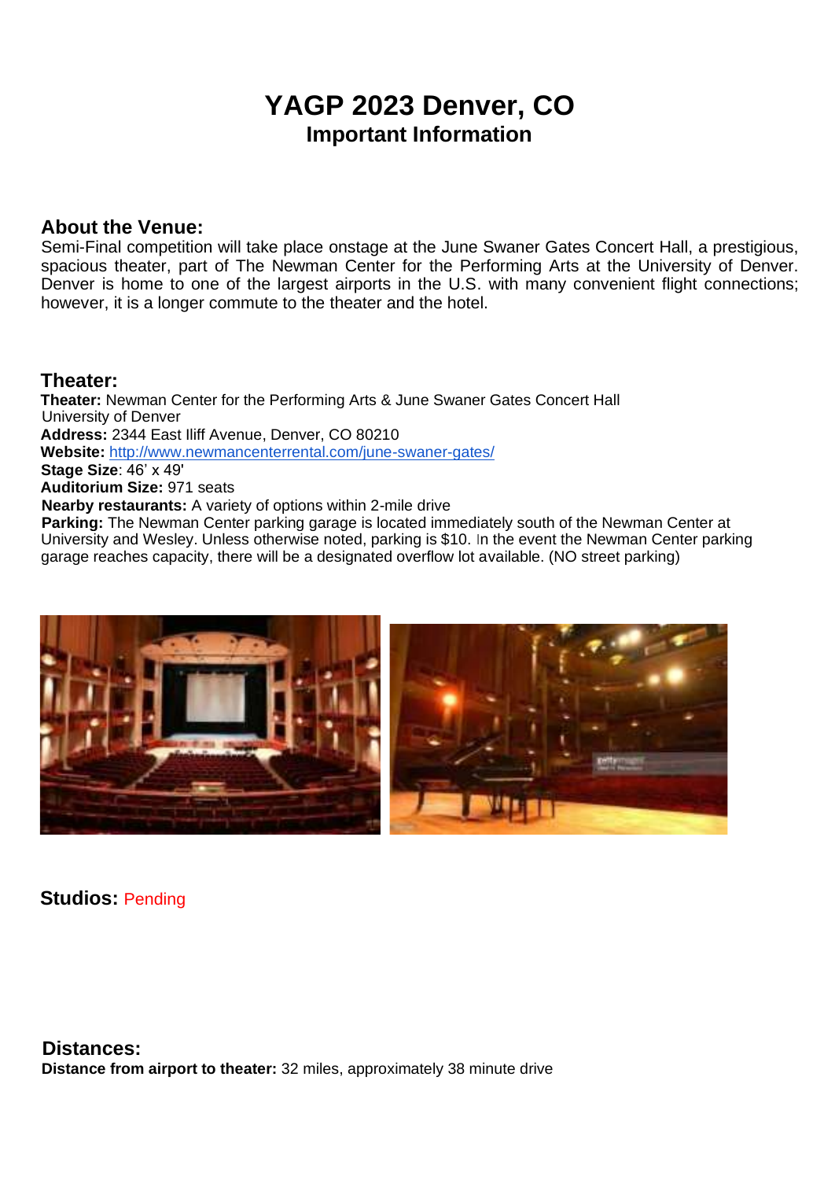# YAGP 2023 Denver, CO
## Important Information

### About the Venue:
Semi-Final competition will take place onstage at the June Swaner Gates Concert Hall, a prestigious, spacious theater, part of The Newman Center for the Performing Arts at the University of Denver. Denver is home to one of the largest airports in the U.S. with many convenient flight connections; however, it is a longer commute to the theater and the hotel.

### Theater:
**Theater:** Newman Center for the Performing Arts & June Swaner Gates Concert Hall
University of Denver
**Address:** 2344 East Iliff Avenue, Denver, CO 80210
**Website:** [http://www.newmancenterrental.com/june-swaner-gates/](http://www.newmancenterrental.com/june-swaner-gates/)
**Stage Size**: 46' x 49'
**Auditorium Size:** 971 seats
**Nearby restaurants:** A variety of options within 2-mile drive
**Parking:** The Newman Center parking garage is located immediately south of the Newman Center at University and Wesley. Unless otherwise noted, parking is $10. In the event the Newman Center parking garage reaches capacity, there will be a designated overflow lot available. (NO street parking)

### Studios: Pending

### Distances:
**Distance from airport to theater:** 32 miles, approximately 38 minute drive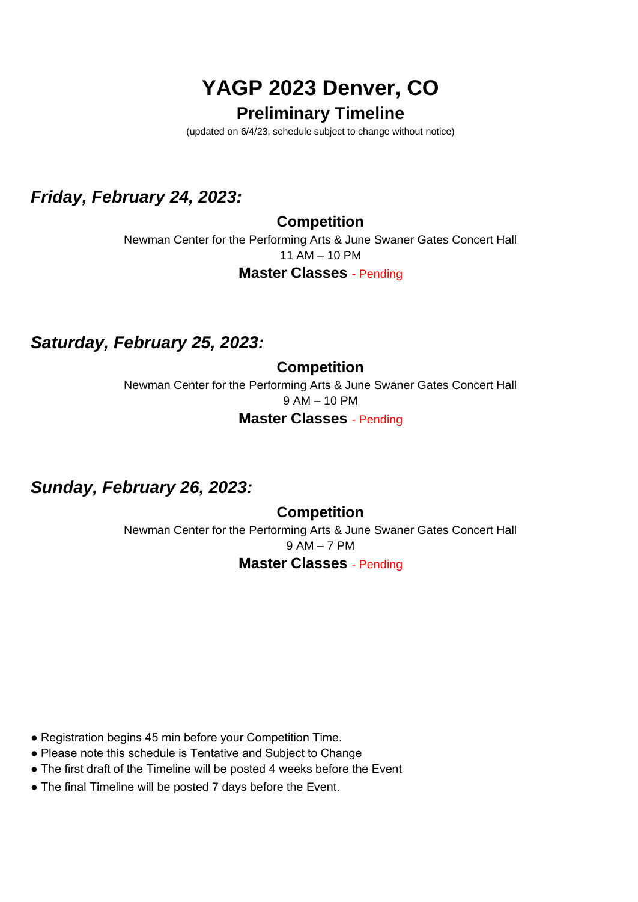# YAGP 2023 Denver, CO

## Preliminary Timeline

(updated on 6/4/23, schedule subject to change without notice)

### *Friday, February 24, 2023:*

**Competition**

Newman Center for the Performing Arts & June Swaner Gates Concert Hall

11 AM – 10 PM

**Master Classes** - Pending

### *Saturday, February 25, 2023:*

**Competition**

Newman Center for the Performing Arts & June Swaner Gates Concert Hall

9 AM – 10 PM

**Master Classes** - Pending

### *Sunday, February 26, 2023:*

**Competition**

Newman Center for the Performing Arts & June Swaner Gates Concert Hall

9 AM – 7 PM

**Master Classes** - Pending

- Registration begins 45 min before your Competition Time.
- Please note this schedule is Tentative and Subject to Change
- The first draft of the Timeline will be posted 4 weeks before the Event
- The final Timeline will be posted 7 days before the Event.